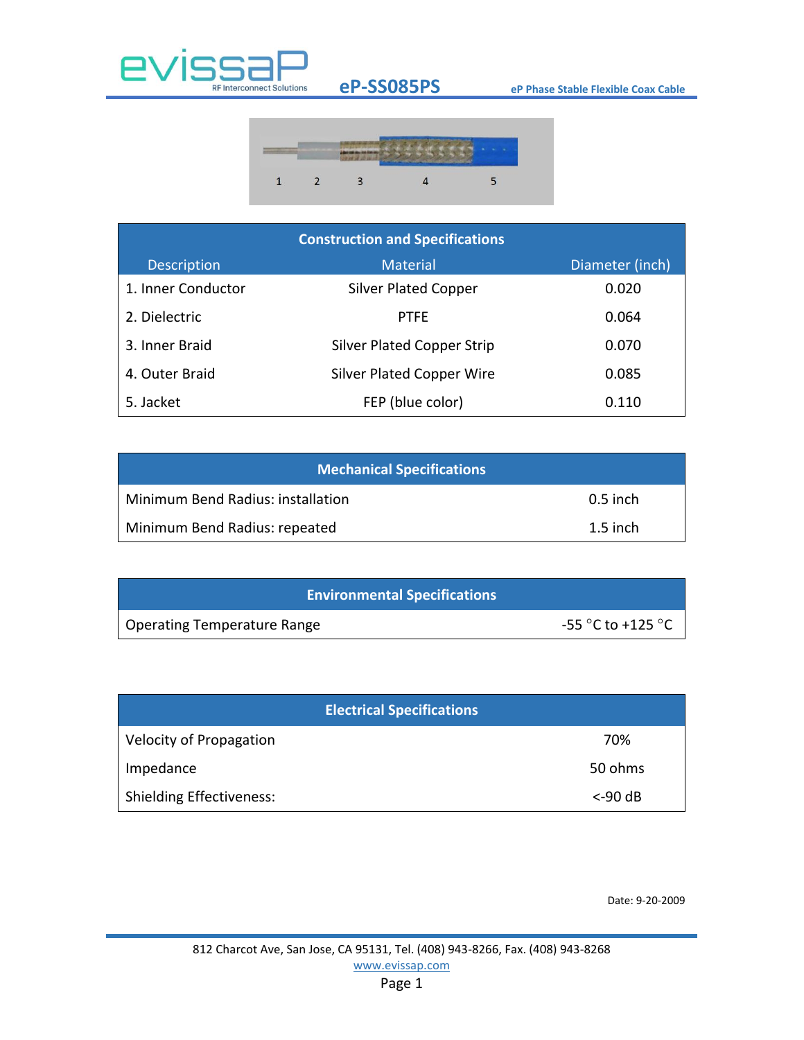# eP-SS085PS

**eP Phase Stable Flexible Coax Cable**

1 2 3 4 5

| Construction and Specifications | | |
|---|---|---|
| Description | Material | Diameter (inch) |
| 1. Inner Conductor | Silver Plated Copper | 0.020 |
| 2. Dielectric | PTFE | 0.064 |
| 3. Inner Braid | Silver Plated Copper Strip | 0.070 |
| 4. Outer Braid | Silver Plated Copper Wire | 0.085 |
| 5. Jacket | FEP (blue color) | 0.110 |

| Mechanical Specifications | |
|---|---|
| Minimum Bend Radius: installation | 0.5 inch |
| Minimum Bend Radius: repeated | 1.5 inch |

| Environmental Specifications | |
|---|---|
| Operating Temperature Range | -55 °C to +125 °C |

| Electrical Specifications | |
|---|---|
| Velocity of Propagation | 70% |
| Impedance | 50 ohms |
| Shielding Effectiveness: | <-90 dB |

Date: 9-20-2009

812 Charcot Ave, San Jose, CA 95131, Tel. (408) 943-8266, Fax. (408) 943-8268
www.evissap.com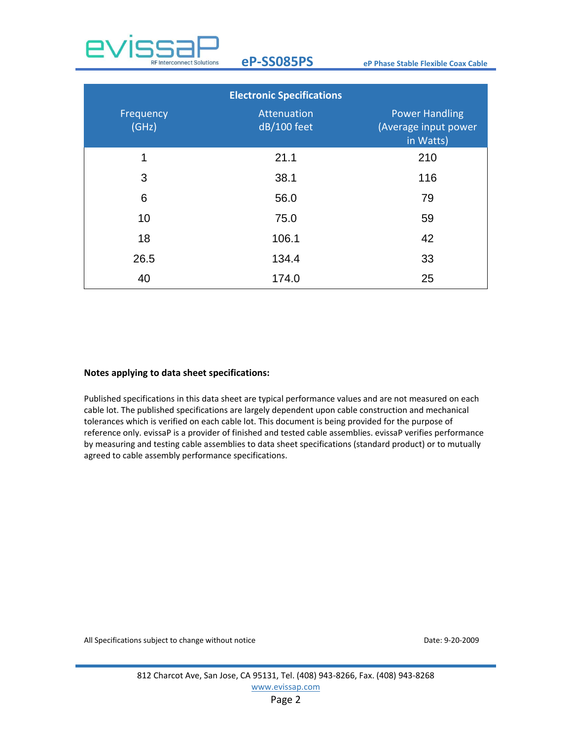| Electronic Specifications | | |
|---|---|---|
| Frequency (GHz) | Attenuation dB/100 feet | Power Handling (Average input power in Watts) |
| 1 | 21.1 | 210 |
| 3 | 38.1 | 116 |
| 6 | 56.0 | 79 |
| 10 | 75.0 | 59 |
| 18 | 106.1 | 42 |
| 26.5 | 134.4 | 33 |
| 40 | 174.0 | 25 |

**Notes applying to data sheet specifications:**

Published specifications in this data sheet are typical performance values and are not measured on each cable lot. The published specifications are largely dependent upon cable construction and mechanical tolerances which is verified on each cable lot. This document is being provided for the purpose of reference only. evissaP is a provider of finished and tested cable assemblies. evissaP verifies performance by measuring and testing cable assemblies to data sheet specifications (standard product) or to mutually agreed to cable assembly performance specifications.

All Specifications subject to change without notice

Date: 9-20-2009